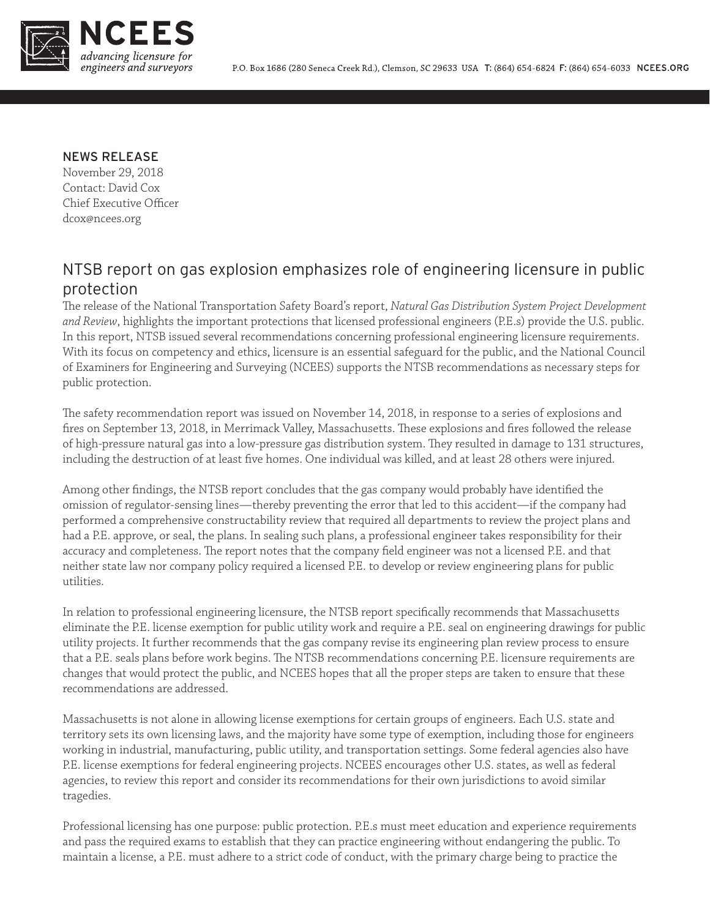NCEES

*advancing licensure for engineers and surveyors*

P.O. Box 1686 (280 Seneca Creek Rd.), Clemson, SC 29633 USA **T:** (864) 654-6824 **F:** (864) 654-6033 **NCEES.ORG**

NEWS RELEASE
November 29, 2018
Contact: David Cox
Chief Executive Officer
dcox@ncees.org

# NTSB report on gas explosion emphasizes role of engineering licensure in public protection

The release of the National Transportation Safety Board's report, *Natural Gas Distribution System Project Development and Review*, highlights the important protections that licensed professional engineers (P.E.s) provide the U.S. public. In this report, NTSB issued several recommendations concerning professional engineering licensure requirements. With its focus on competency and ethics, licensure is an essential safeguard for the public, and the National Council of Examiners for Engineering and Surveying (NCEES) supports the NTSB recommendations as necessary steps for public protection.

The safety recommendation report was issued on November 14, 2018, in response to a series of explosions and fires on September 13, 2018, in Merrimack Valley, Massachusetts. These explosions and fires followed the release of high-pressure natural gas into a low-pressure gas distribution system. They resulted in damage to 131 structures, including the destruction of at least five homes. One individual was killed, and at least 28 others were injured.

Among other findings, the NTSB report concludes that the gas company would probably have identified the omission of regulator-sensing lines—thereby preventing the error that led to this accident—if the company had performed a comprehensive constructability review that required all departments to review the project plans and had a P.E. approve, or seal, the plans. In sealing such plans, a professional engineer takes responsibility for their accuracy and completeness. The report notes that the company field engineer was not a licensed P.E. and that neither state law nor company policy required a licensed P.E. to develop or review engineering plans for public utilities.

In relation to professional engineering licensure, the NTSB report specifically recommends that Massachusetts eliminate the P.E. license exemption for public utility work and require a P.E. seal on engineering drawings for public utility projects. It further recommends that the gas company revise its engineering plan review process to ensure that a P.E. seals plans before work begins. The NTSB recommendations concerning P.E. licensure requirements are changes that would protect the public, and NCEES hopes that all the proper steps are taken to ensure that these recommendations are addressed.

Massachusetts is not alone in allowing license exemptions for certain groups of engineers. Each U.S. state and territory sets its own licensing laws, and the majority have some type of exemption, including those for engineers working in industrial, manufacturing, public utility, and transportation settings. Some federal agencies also have P.E. license exemptions for federal engineering projects. NCEES encourages other U.S. states, as well as federal agencies, to review this report and consider its recommendations for their own jurisdictions to avoid similar tragedies.

Professional licensing has one purpose: public protection. P.E.s must meet education and experience requirements and pass the required exams to establish that they can practice engineering without endangering the public. To maintain a license, a P.E. must adhere to a strict code of conduct, with the primary charge being to practice the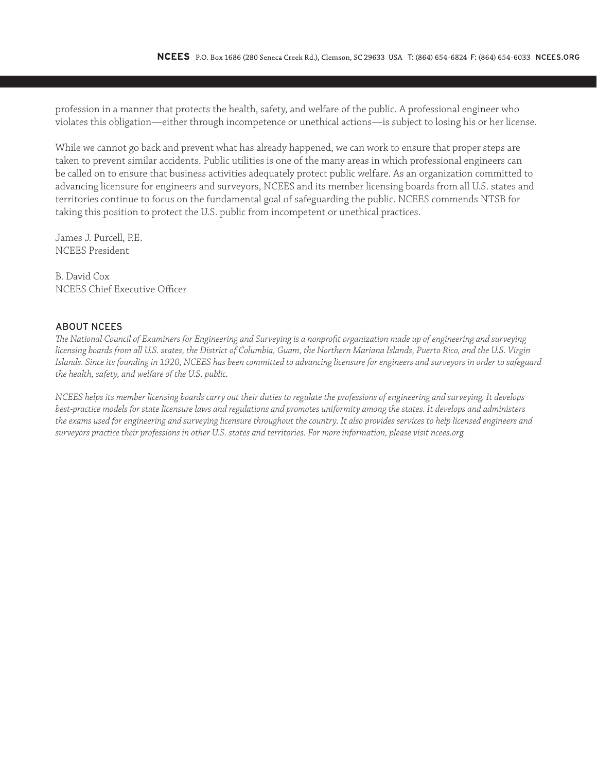profession in a manner that protects the health, safety, and welfare of the public. A professional engineer who violates this obligation—either through incompetence or unethical actions—is subject to losing his or her license.

While we cannot go back and prevent what has already happened, we can work to ensure that proper steps are taken to prevent similar accidents. Public utilities is one of the many areas in which professional engineers can be called on to ensure that business activities adequately protect public welfare. As an organization committed to advancing licensure for engineers and surveyors, NCEES and its member licensing boards from all U.S. states and territories continue to focus on the fundamental goal of safeguarding the public. NCEES commends NTSB for taking this position to protect the U.S. public from incompetent or unethical practices.

James J. Purcell, P.E.
NCEES President

B. David Cox
NCEES Chief Executive Officer

## ABOUT NCEES

*The National Council of Examiners for Engineering and Surveying is a nonprofit organization made up of engineering and surveying licensing boards from all U.S. states, the District of Columbia, Guam, the Northern Mariana Islands, Puerto Rico, and the U.S. Virgin Islands. Since its founding in 1920, NCEES has been committed to advancing licensure for engineers and surveyors in order to safeguard the health, safety, and welfare of the U.S. public.*

*NCEES helps its member licensing boards carry out their duties to regulate the professions of engineering and surveying. It develops best-practice models for state licensure laws and regulations and promotes uniformity among the states. It develops and administers the exams used for engineering and surveying licensure throughout the country. It also provides services to help licensed engineers and surveyors practice their professions in other U.S. states and territories. For more information, please visit ncees.org.*